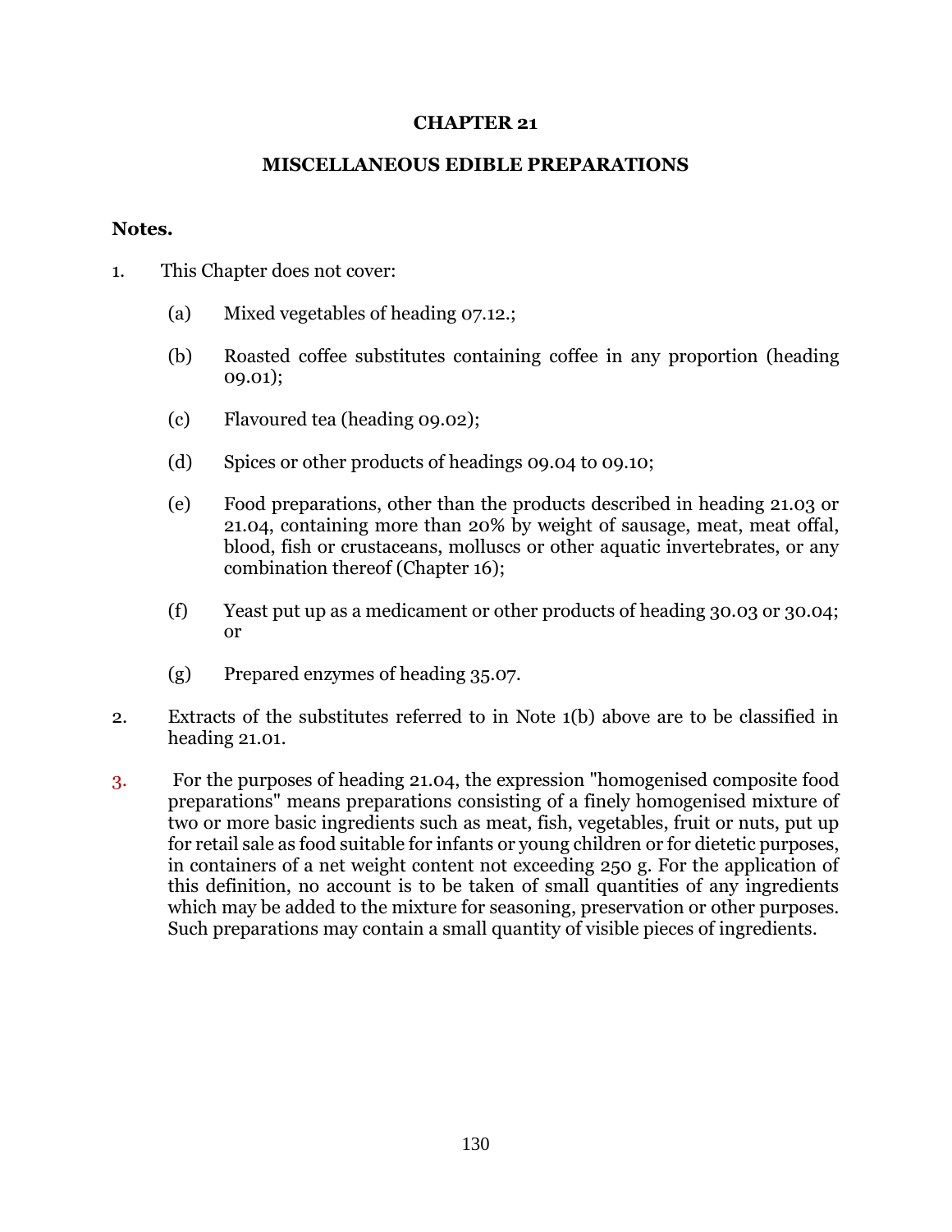# CHAPTER 21

## MISCELLANEOUS EDIBLE PREPARATIONS

**Notes.**

1. This Chapter does not cover:

   (a) Mixed vegetables of heading 07.12.;

   (b) Roasted coffee substitutes containing coffee in any proportion (heading 09.01);

   (c) Flavoured tea (heading 09.02);

   (d) Spices or other products of headings 09.04 to 09.10;

   (e) Food preparations, other than the products described in heading 21.03 or 21.04, containing more than 20% by weight of sausage, meat, meat offal, blood, fish or crustaceans, molluscs or other aquatic invertebrates, or any combination thereof (Chapter 16);

   (f) Yeast put up as a medicament or other products of heading 30.03 or 30.04; or

   (g) Prepared enzymes of heading 35.07.

2. Extracts of the substitutes referred to in Note 1(b) above are to be classified in heading 21.01.

3. For the purposes of heading 21.04, the expression "homogenised composite food preparations" means preparations consisting of a finely homogenised mixture of two or more basic ingredients such as meat, fish, vegetables, fruit or nuts, put up for retail sale as food suitable for infants or young children or for dietetic purposes, in containers of a net weight content not exceeding 250 g. For the application of this definition, no account is to be taken of small quantities of any ingredients which may be added to the mixture for seasoning, preservation or other purposes. Such preparations may contain a small quantity of visible pieces of ingredients.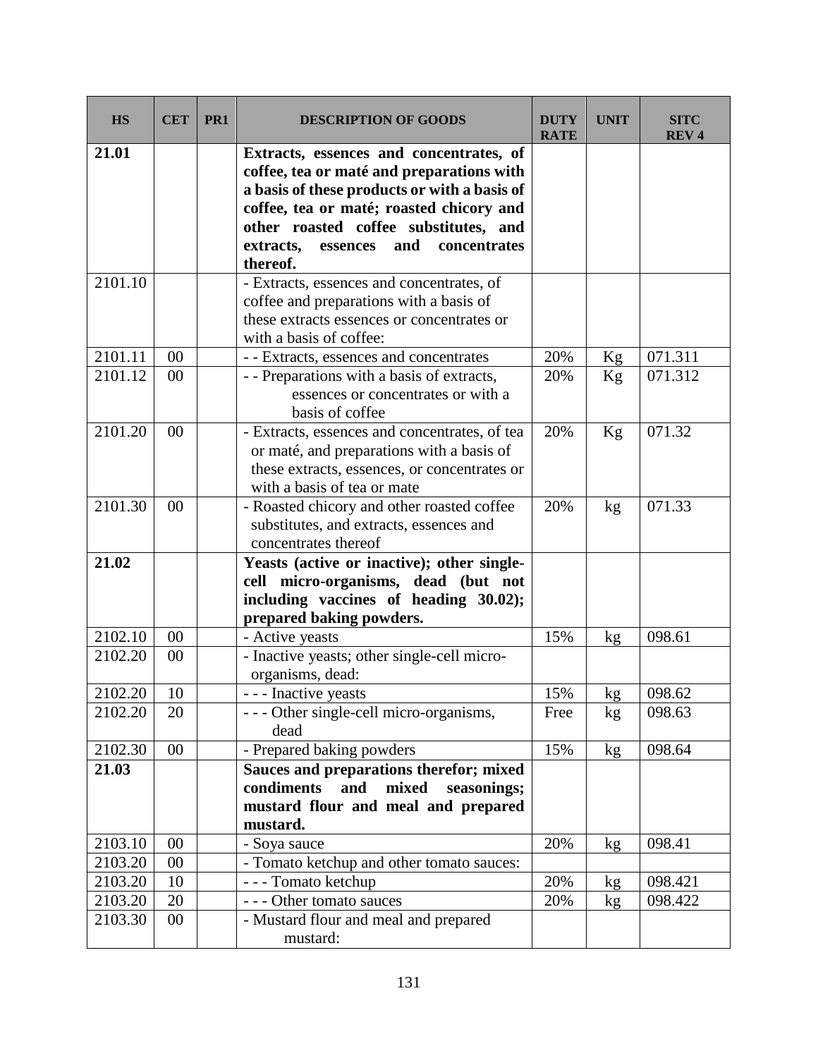| HS | CET | PR1 | DESCRIPTION OF GOODS | DUTY RATE | UNIT | SITC REV 4 |
|---|---|---|---|---|---|---|
| **21.01** | | | **Extracts, essences and concentrates, of coffee, tea or maté and preparations with a basis of these products or with a basis of coffee, tea or maté; roasted chicory and other roasted coffee substitutes, and extracts, essences and concentrates thereof.** | | | |
| 2101.10 | | | - Extracts, essences and concentrates, of coffee and preparations with a basis of these extracts essences or concentrates or with a basis of coffee: | | | |
| 2101.11 | 00 | | - - Extracts, essences and concentrates | 20% | Kg | 071.311 |
| 2101.12 | 00 | | - - Preparations with a basis of extracts, essences or concentrates or with a basis of coffee | 20% | Kg | 071.312 |
| 2101.20 | 00 | | - Extracts, essences and concentrates, of tea or maté, and preparations with a basis of these extracts, essences, or concentrates or with a basis of tea or mate | 20% | Kg | 071.32 |
| 2101.30 | 00 | | - Roasted chicory and other roasted coffee substitutes, and extracts, essences and concentrates thereof | 20% | kg | 071.33 |
| **21.02** | | | **Yeasts (active or inactive); other single-cell micro-organisms, dead (but not including vaccines of heading 30.02); prepared baking powders.** | | | |
| 2102.10 | 00 | | - Active yeasts | 15% | kg | 098.61 |
| 2102.20 | 00 | | - Inactive yeasts; other single-cell micro-organisms, dead: | | | |
| 2102.20 | 10 | | - - - Inactive yeasts | 15% | kg | 098.62 |
| 2102.20 | 20 | | - - - Other single-cell micro-organisms, dead | Free | kg | 098.63 |
| 2102.30 | 00 | | - Prepared baking powders | 15% | kg | 098.64 |
| **21.03** | | | **Sauces and preparations therefor; mixed condiments and mixed seasonings; mustard flour and meal and prepared mustard.** | | | |
| 2103.10 | 00 | | - Soya sauce | 20% | kg | 098.41 |
| 2103.20 | 00 | | - Tomato ketchup and other tomato sauces: | | | |
| 2103.20 | 10 | | - - - Tomato ketchup | 20% | kg | 098.421 |
| 2103.20 | 20 | | - - - Other tomato sauces | 20% | kg | 098.422 |
| 2103.30 | 00 | | - Mustard flour and meal and prepared mustard: | | | |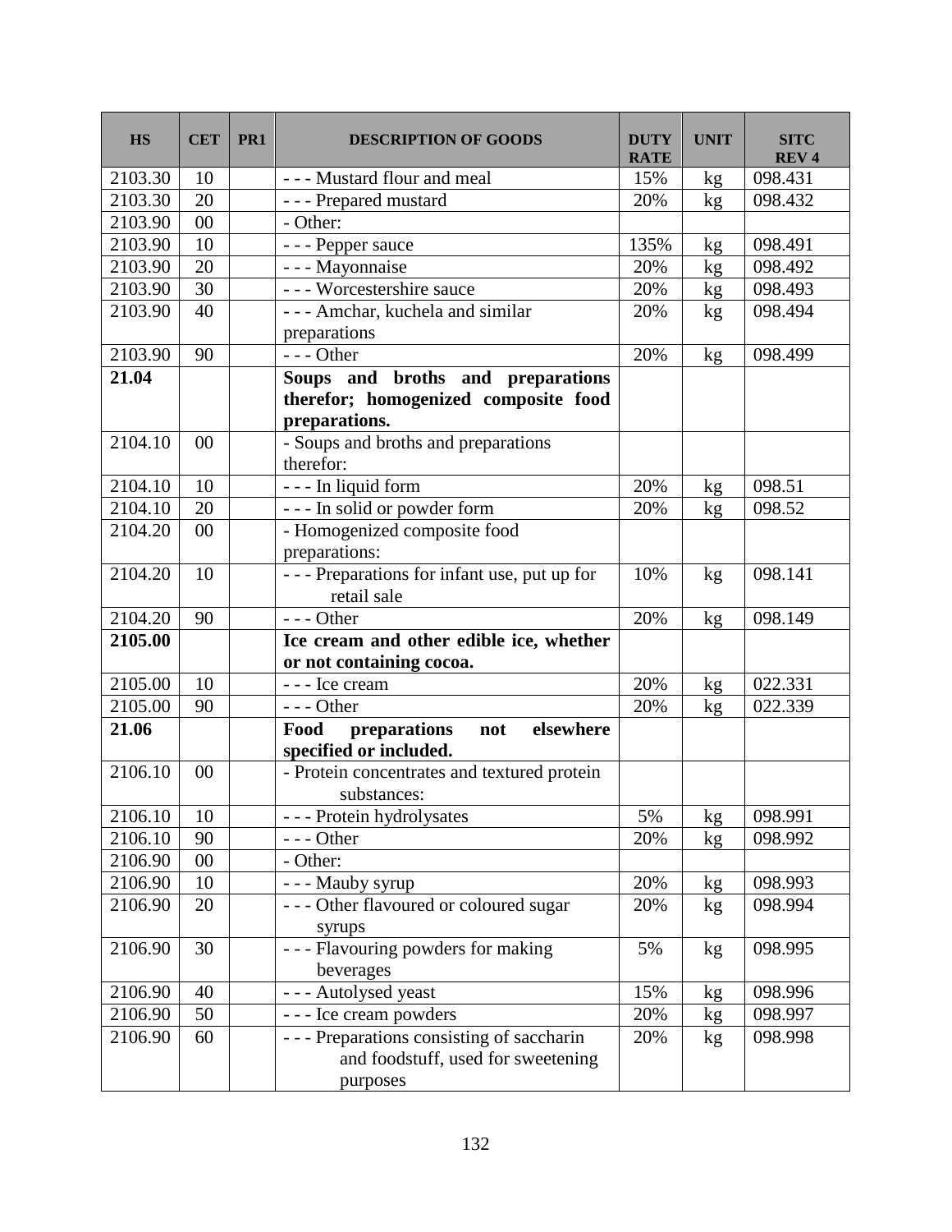| HS | CET | PR1 | DESCRIPTION OF GOODS | DUTY RATE | UNIT | SITC REV 4 |
|---|---|---|---|---|---|---|
| 2103.30 | 10 | | - - - Mustard flour and meal | 15% | kg | 098.431 |
| 2103.30 | 20 | | - - - Prepared mustard | 20% | kg | 098.432 |
| 2103.90 | 00 | | - Other: | | | |
| 2103.90 | 10 | | - - - Pepper sauce | 135% | kg | 098.491 |
| 2103.90 | 20 | | - - - Mayonnaise | 20% | kg | 098.492 |
| 2103.90 | 30 | | - - - Worcestershire sauce | 20% | kg | 098.493 |
| 2103.90 | 40 | | - - - Amchar, kuchela and similar preparations | 20% | kg | 098.494 |
| 2103.90 | 90 | | - - - Other | 20% | kg | 098.499 |
| **21.04** | | | **Soups and broths and preparations therefor; homogenized composite food preparations.** | | | |
| 2104.10 | 00 | | - Soups and broths and preparations therefor: | | | |
| 2104.10 | 10 | | - - - In liquid form | 20% | kg | 098.51 |
| 2104.10 | 20 | | - - - In solid or powder form | 20% | kg | 098.52 |
| 2104.20 | 00 | | - Homogenized composite food preparations: | | | |
| 2104.20 | 10 | | - - - Preparations for infant use, put up for retail sale | 10% | kg | 098.141 |
| 2104.20 | 90 | | - - - Other | 20% | kg | 098.149 |
| **2105.00** | | | **Ice cream and other edible ice, whether or not containing cocoa.** | | | |
| 2105.00 | 10 | | - - - Ice cream | 20% | kg | 022.331 |
| 2105.00 | 90 | | - - - Other | 20% | kg | 022.339 |
| **21.06** | | | **Food preparations not elsewhere specified or included.** | | | |
| 2106.10 | 00 | | - Protein concentrates and textured protein substances: | | | |
| 2106.10 | 10 | | - - - Protein hydrolysates | 5% | kg | 098.991 |
| 2106.10 | 90 | | - - - Other | 20% | kg | 098.992 |
| 2106.90 | 00 | | - Other: | | | |
| 2106.90 | 10 | | - - - Mauby syrup | 20% | kg | 098.993 |
| 2106.90 | 20 | | - - - Other flavoured or coloured sugar syrups | 20% | kg | 098.994 |
| 2106.90 | 30 | | - - - Flavouring powders for making beverages | 5% | kg | 098.995 |
| 2106.90 | 40 | | - - - Autolysed yeast | 15% | kg | 098.996 |
| 2106.90 | 50 | | - - - Ice cream powders | 20% | kg | 098.997 |
| 2106.90 | 60 | | - - - Preparations consisting of saccharin and foodstuff, used for sweetening purposes | 20% | kg | 098.998 |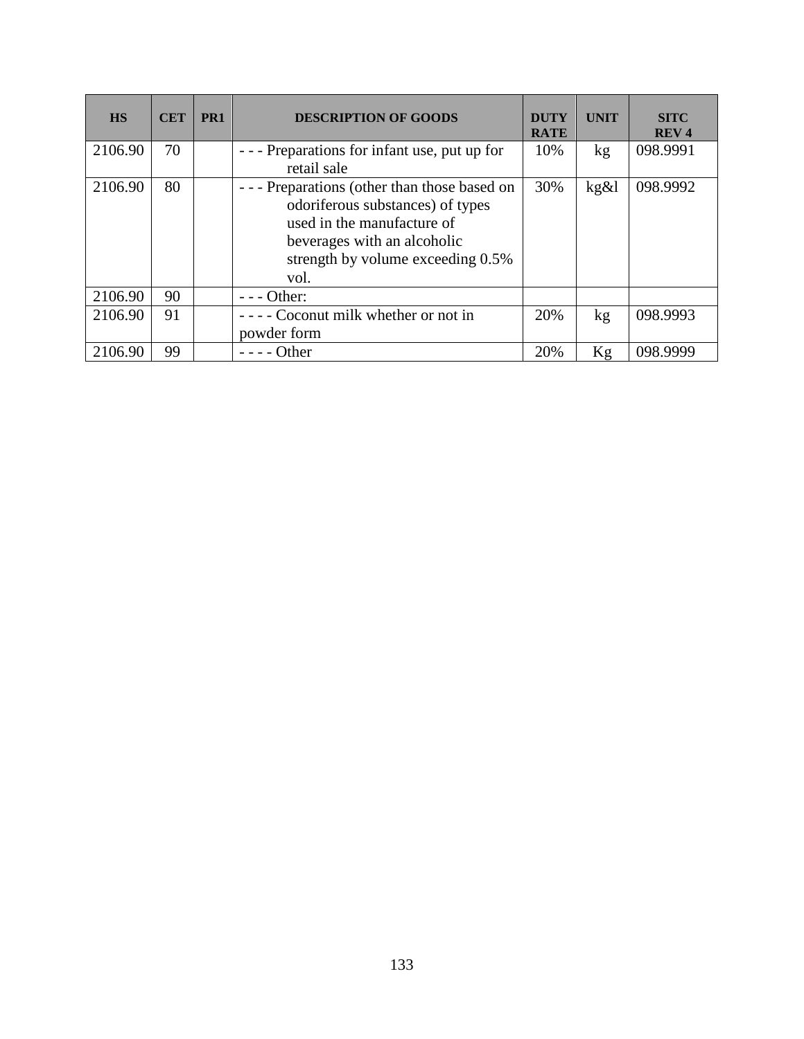| HS | CET | PR1 | DESCRIPTION OF GOODS | DUTY RATE | UNIT | SITC REV 4 |
|---|---|---|---|---|---|---|
| 2106.90 | 70 | | - - - Preparations for infant use, put up for retail sale | 10% | kg | 098.9991 |
| 2106.90 | 80 | | - - - Preparations (other than those based on odoriferous substances) of types used in the manufacture of beverages with an alcoholic strength by volume exceeding 0.5% vol. | 30% | kg&l | 098.9992 |
| 2106.90 | 90 | | - - - Other: | | | |
| 2106.90 | 91 | | - - - - Coconut milk whether or not in powder form | 20% | kg | 098.9993 |
| 2106.90 | 99 | | - - - - Other | 20% | Kg | 098.9999 |